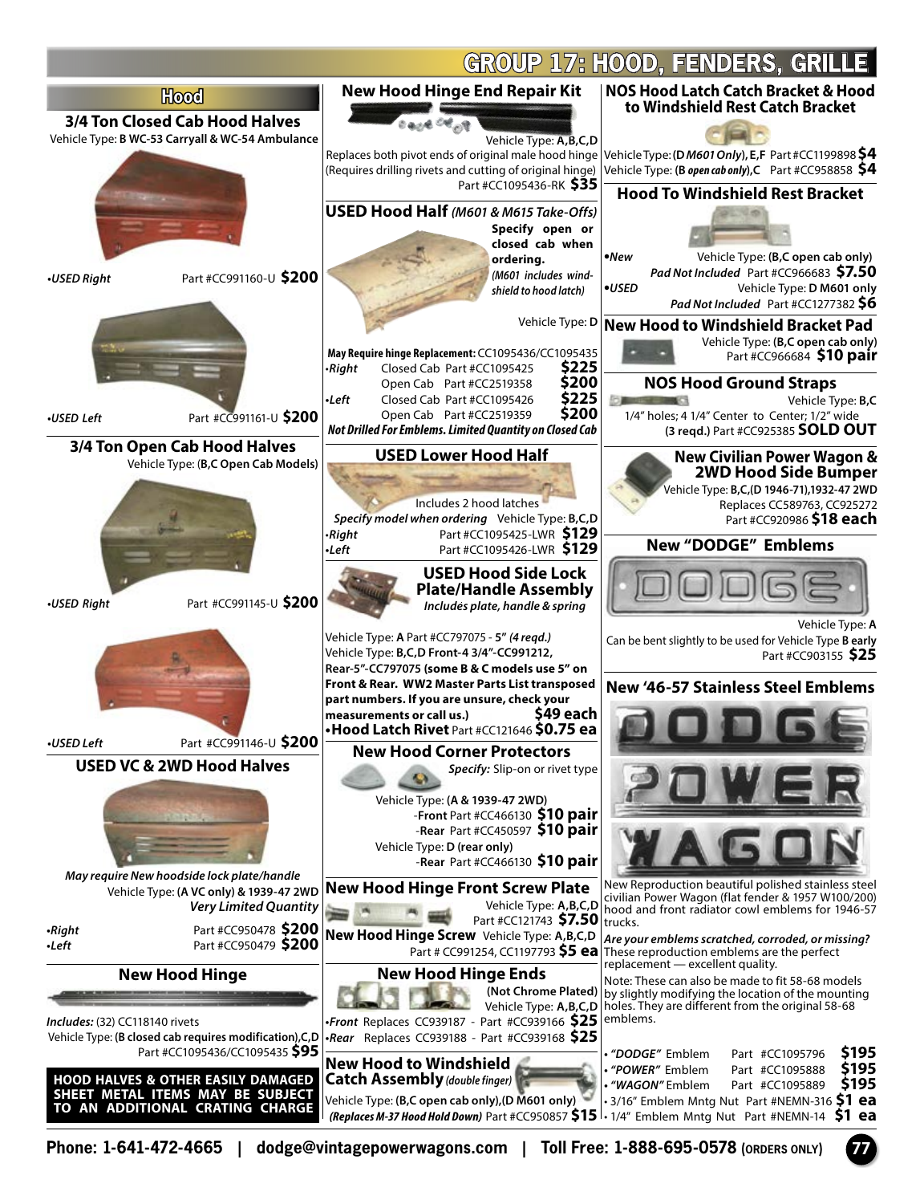# GROUP 17: HOOD, FENDERS, GRILLE

## Hood

### 3/4 Ton Closed Cab Hood Halves

Vehicle Type: **B WC-53 Carryall & WC-54 Ambulance**

*•USED Right* Part #CC991160-U **$200**

*•USED Left* Part #CC991161-U **$200**

### 3/4 Ton Open Cab Hood Halves

Vehicle Type: (**B,C Open Cab Models**)

*•USED Right* Part #CC991145-U **$200**

*•USED Left* Part #CC991146-U **$200**

### USED VC & 2WD Hood Halves

*May require New hoodside lock plate/handle*

Vehicle Type: **(A VC only) & 1939-47 2WD**

***Very Limited Quantity***

*•Right* Part #CC950478 **$200**
*•Left* Part #CC950479 **$200**

### New Hood Hinge

***Includes:*** (32) CC118140 rivets

Vehicle Type: **(B closed cab requires modification),C,D** Part #CC1095436/CC1095435 **$95**

**HOOD HALVES & OTHER EASILY DAMAGED SHEET METAL ITEMS MAY BE SUBJECT TO AN ADDITIONAL CRATING CHARGE**

### New Hood Hinge End Repair Kit

Vehicle Type: **A,B,C,D**

Replaces both pivot ends of original male hood hinge (Requires drilling rivets and cutting of original hinge) Part #CC1095436-RK **$35**

### USED Hood Half *(M601 & M615 Take-Offs)*

**Specify open or closed cab when ordering.** ***(M601 includes windshield to hood latch)***

Vehicle Type: **D**

**May Require hinge Replacement:** CC1095436/CC1095435

| | | | |
|---|---|---|---|
| *•Right* | Closed Cab | Part #CC1095425 | **$225** |
| | Open Cab | Part #CC2519358 | **$200** |
| *•Left* | Closed Cab | Part #CC1095426 | **$225** |
| | Open Cab | Part #CC2519359 | **$200** |

***Not Drilled For Emblems. Limited Quantity on Closed Cab***

### USED Lower Hood Half

Includes 2 hood latches

*Specify model when ordering* Vehicle Type: **B,C,D**

*•Right* Part #CC1095425-LWR **$129**
*•Left* Part #CC1095426-LWR **$129**

### USED Hood Side Lock Plate/Handle Assembly

*Includes plate, handle & spring*

Vehicle Type: **A** Part #CC797075 - **5"** ***(4 reqd.)***
Vehicle Type: **B,C,D Front-4 3/4"-CC991212, Rear-5"-CC797075 (some B & C models use 5" on Front & Rear. WW2 Master Parts List transposed part numbers. If you are unsure, check your measurements or call us.)** **$49 each**

**•Hood Latch Rivet** Part #CC121646 **$0.75 ea**

### New Hood Corner Protectors

***Specify:*** Slip-on or rivet type

Vehicle Type: **(A & 1939-47 2WD)**
-**Front** Part #CC466130 **$10 pair**
-**Rear** Part #CC450597 **$10 pair**

Vehicle Type: **D (rear only)**
-**Rear** Part #CC466130 **$10 pair**

### New Hood Hinge Front Screw Plate

Vehicle Type: **A,B,C,D** Part #CC121743 **$7.50**

### New Hood Hinge Screw

Vehicle Type: **A,B,C,D** Part # CC991254, CC1197793 **$5 ea**

### New Hood Hinge Ends

**(Not Chrome Plated)** Vehicle Type: **A,B,C,D**

*•Front* Replaces CC939187 - Part #CC939166 **$25**
*•Rear* Replaces CC939188 - Part #CC939168 **$25**

### New Hood to Windshield Catch Assembly *(double finger)*

Vehicle Type: **(B,C open cab only),(D M601 only)** ***(Replaces M-37 Hood Hold Down)*** Part #CC950857 **$15**

### NOS Hood Latch Catch Bracket & Hood to Windshield Rest Catch Bracket

Vehicle Type: **(D *M601 Only*), E,F** Part #CC1199898 **$4**
Vehicle Type: **(B *open cab only*),C** Part #CC958858 **$4**

### Hood To Windshield Rest Bracket

*•New* Vehicle Type: **(B,C open cab only)** *Pad Not Included* Part #CC966683 **$7.50**

*•USED* Vehicle Type: **D M601 only** *Pad Not Included* Part #CC1277382 **$6**

### New Hood to Windshield Bracket Pad

Vehicle Type: **(B,C open cab only)** Part #CC966684 **$10 pair**

### NOS Hood Ground Straps

Vehicle Type: **B,C**

1/4" holes; 4 1/4" Center to Center; 1/2" wide **(3 reqd.)** Part #CC925385 **SOLD OUT**

### New Civilian Power Wagon & 2WD Hood Side Bumper

Vehicle Type: **B,C,(D 1946-71),1932-47 2WD**

Replaces CC589763, CC925272 Part #CC920986 **$18 each**

### New "DODGE" Emblems

Vehicle Type: **A**

Can be bent slightly to be used for Vehicle Type **B early** Part #CC903155 **$25**

### New '46-57 Stainless Steel Emblems

New Reproduction beautiful polished stainless steel civilian Power Wagon (flat fender & 1957 W100/200) hood and front radiator cowl emblems for 1946-57 trucks.

***Are your emblems scratched, corroded, or missing?*** These reproduction emblems are the perfect replacement — excellent quality.

Note: These can also be made to fit 58-68 models by slightly modifying the location of the mounting holes. They are different from the original 58-68 emblems.

- ***"DODGE"*** Emblem Part #CC1095796 **$195**
- ***"POWER"*** Emblem Part #CC1095888 **$195**
- ***"WAGON"*** Emblem Part #CC1095889 **$195**
- 3/16" Emblem Mntg Nut Part #NEMN-316 **$1 ea**
- 1/4" Emblem Mntg Nut Part #NEMN-14 **$1 ea**

**Phone: 1-641-472-4665 | dodge@vintagepowerwagons.com | Toll Free: 1-888-695-0578 (ORDERS ONLY)**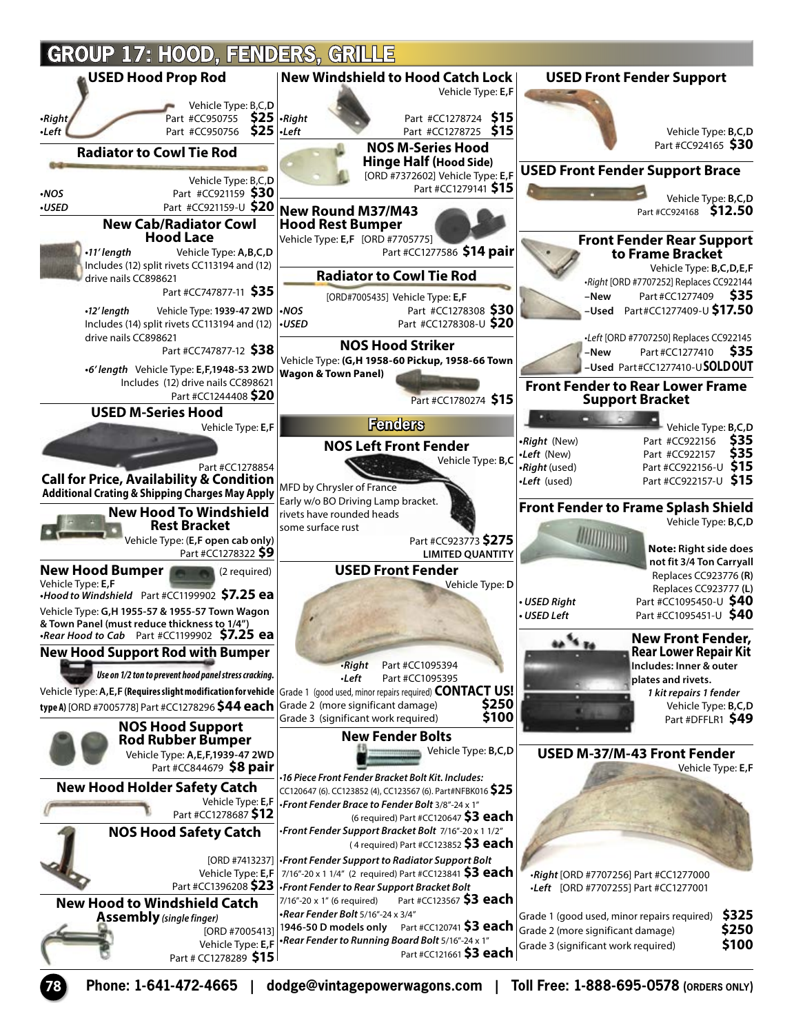# GROUP 17: HOOD, FENDERS, GRILLE

## USED Hood Prop Rod

Vehicle Type: B,C,D

- •Right Part #CC950755 **$25**
- •Left Part #CC950756 **$25**

## Radiator to Cowl Tie Rod

Vehicle Type: B,C,D

- •NOS Part #CC921159 **$30**
- •USED Part #CC921159-U **$20**

## New Cab/Radiator Cowl Hood Lace

*•11' length* Vehicle Type: **A,B,C,D**
Includes (12) split rivets CC113194 and (12) drive nails CC898621
Part #CC747877-11 **$35**

*•12' length* Vehicle Type: **1939-47 2WD**
Includes (14) split rivets CC113194 and (12) drive nails CC898621
Part #CC747877-12 **$38**

*•6' length* Vehicle Type: **E,F,1948-53 2WD**
Includes (12) drive nails CC898621
Part #CC1244408 **$20**

## USED M-Series Hood

Vehicle Type: E,F

Part #CC1278854

**Call for Price, Availability & Condition**
**Additional Crating & Shipping Charges May Apply**

## New Hood To Windshield Rest Bracket

Vehicle Type: (**E,F open cab only**)
Part #CC1278322 **$9**

## New Hood Bumper (2 required)

Vehicle Type: **E,F**
*•Hood to Windshield* Part #CC1199902 **$7.25 ea**

Vehicle Type: **G,H 1955-57 & 1955-57 Town Wagon & Town Panel (must reduce thickness to 1/4")**
*•Rear Hood to Cab* Part #CC1199902 **$7.25 ea**

## New Hood Support Rod with Bumper

***Use on 1/2 ton to prevent hood panel stress cracking.***

Vehicle Type: **A,E,F (Requires slight modification for vehicle type A)** [ORD #7005778] Part #CC1278296 **$44 each**

## NOS Hood Support Rod Rubber Bumper

Vehicle Type: **A,E,F,1939-47 2WD**
Part #CC844679 **$8 pair**

## New Hood Holder Safety Catch

Vehicle Type: **E,F**
Part #CC1278687 **$12**

## NOS Hood Safety Catch

[ORD #7413237]
Vehicle Type: **E,F**
Part #CC1396208 **$23**

## New Hood to Windshield Catch Assembly *(single finger)*

[ORD #7005413]
Vehicle Type: **E,F**
Part # CC1278289 **$15**

## New Windshield to Hood Catch Lock

Vehicle Type: **E,F**

- •Right Part #CC1278724 **$15**
- •Left Part #CC1278725 **$15**

## NOS M-Series Hood Hinge Half (Hood Side)

[ORD #7372602] Vehicle Type: **E,F**
Part #CC1279141 **$15**

## New Round M37/M43 Hood Rest Bumper

Vehicle Type: **E,F** [ORD #7705775]
Part #CC1277586 **$14 pair**

## Radiator to Cowl Tie Rod

[ORD#7005435] Vehicle Type: **E,F**

- •NOS Part #CC1278308 **$30**
- •USED Part #CC1278308-U **$20**

## NOS Hood Striker

Vehicle Type: **(G,H 1958-60 Pickup, 1958-66 Town Wagon & Town Panel)**
Part #CC1780274 **$15**

# Fenders

## NOS Left Front Fender

Vehicle Type: **B,C**

MFD by Chrysler of France
Early w/o BO Driving Lamp bracket.
rivets have rounded heads
some surface rust

Part #CC923773 **$275**
**LIMITED QUANTITY**

## USED Front Fender

Vehicle Type: **D**

- •Right Part #CC1095394
- •Left Part #CC1095395

Grade 1 (good used, minor repairs required) **CONTACT US!**
Grade 2 (more significant damage) **$250**
Grade 3 (significant work required) **$100**

## New Fender Bolts

Vehicle Type: **B,C,D**

*•16 Piece Front Fender Bracket Bolt Kit. Includes:* CC120647 (6). CC123852 (4), CC123567 (6). Part#NFBK016 **$25**

*•Front Fender Brace to Fender Bolt* 3/8"-24 x 1" (6 required) Part #CC120647 **$3 each**

*•Front Fender Support Bracket Bolt* 7/16"-20 x 1 1/2" (4 required) Part #CC123852 **$3 each**

*•Front Fender Support to Radiator Support Bolt* 7/16"-20 x 1 1/4" (2 required) Part #CC123841 **$3 each**

*•Front Fender to Rear Support Bracket Bolt* 7/16"-20 x 1" (6 required) Part #CC123567 **$3 each**

*•Rear Fender Bolt* 5/16"-24 x 3/4" **1946-50 D models only** Part #CC120741 **$3 each**

*•Rear Fender to Running Board Bolt* 5/16"-24 x 1" Part #CC121661 **$3 each**

## USED Front Fender Support

Vehicle Type: **B,C,D**
Part #CC924165 **$30**

## USED Front Fender Support Brace

Vehicle Type: **B,C,D**
Part #CC924168 **$12.50**

## Front Fender Rear Support to Frame Bracket

Vehicle Type: **B,C,D,E,F**

*•Right* [ORD #7707252] Replaces CC922144
- –New Part #CC1277409 **$35**
- –Used Part#CC1277409-U **$17.50**

*•Left* [ORD #7707250] Replaces CC922145
- –New Part #CC1277410 **$35**
- –Used Part#CC1277410-U **SOLD OUT**

## Front Fender to Rear Lower Frame Support Bracket

Vehicle Type: **B,C,D**

- •Right (New) Part #CC922156 **$35**
- •Left (New) Part #CC922157 **$35**
- •Right (used) Part #CC922156-U **$15**
- •Left (used) Part #CC922157-U **$15**

## Front Fender to Frame Splash Shield

Vehicle Type: **B,C,D**

**Note: Right side does not fit 3/4 Ton Carryall**
Replaces CC923776 **(R)**
Replaces CC923777 **(L)**

- • USED Right Part #CC1095450-U **$40**
- • USED Left Part #CC1095451-U **$40**

## New Front Fender, Rear Lower Repair Kit

Includes: Inner & outer plates and rivets.
*1 kit repairs 1 fender*
Vehicle Type: **B,C,D**
Part #DFFLR1 **$49**

## USED M-37/M-43 Front Fender

Vehicle Type: **E,F**

- *•Right* [ORD #7707256] Part #CC1277000
- *•Left* [ORD #7707255] Part #CC1277001

Grade 1 (good used, minor repairs required) **$325**
Grade 2 (more significant damage) **$250**
Grade 3 (significant work required) **$100**

Phone: 1-641-472-4665 | dodge@vintagepowerwagons.com | Toll Free: 1-888-695-0578 (ORDERS ONLY)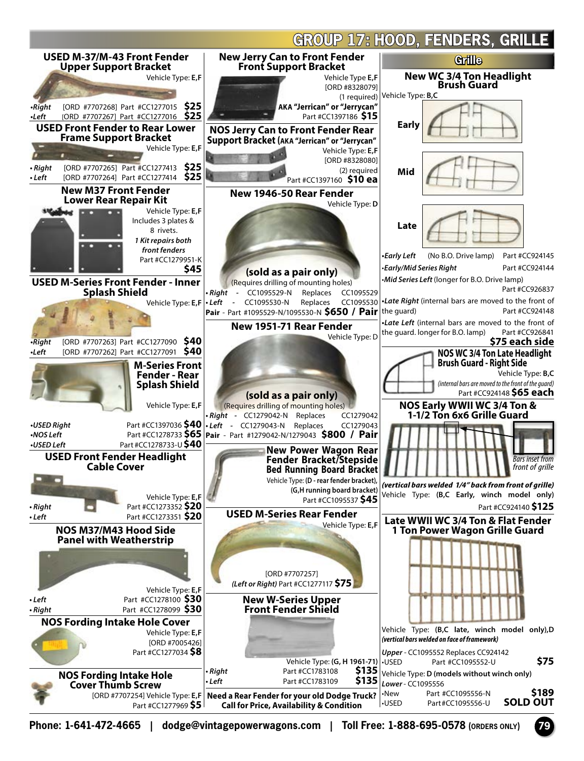# GROUP 17: HOOD, FENDERS, GRILLE

## USED M-37/M-43 Front Fender Upper Support Bracket

Vehicle Type: **E,F**

- *Right* [ORD #7707268] Part #CC1277015 **$25**
- *Left* [ORD #7707267] Part #CC1277016 **$25**

## USED Front Fender to Rear Lower Frame Support Bracket

Vehicle Type: **E,F**

- *Right* [ORD #7707265] Part #CC1277413 **$25**
- *Left* [ORD #7707264] Part #CC1277414 **$25**

## New M37 Front Fender Lower Rear Repair Kit

Vehicle Type: **E,F**

Includes 3 plates & 8 rivets.

*1 Kit repairs both front fenders*

Part #CC1279951-K **$45**

## USED M-Series Front Fender - Inner Splash Shield

Vehicle Type: **E,F**

- *Right* [ORD #7707263] Part #CC1277090 **$40**
- *Left* [ORD #7707262] Part #CC1277091 **$40**

## M-Series Front Fender - Rear Splash Shield

Vehicle Type: **E,F**

- *USED Right* Part #CC1397036 **$40**
- *NOS Left* Part #CC1278733 **$65**
- *USED Left* Part #CC1278733-U **$40**

## USED Front Fender Headlight Cable Cover

Vehicle Type: **E,F**

- *Right* Part #CC1273352 **$20**
- *Left* Part #CC1273351 **$20**

## NOS M37/M43 Hood Side Panel with Weatherstrip

Vehicle Type: **E,F**

- *Left* Part #CC1278100 **$30**
- *Right* Part #CC1278099 **$30**

## NOS Fording Intake Hole Cover

Vehicle Type: **E,F**

[ORD #7005426]

Part #CC1277034 **$8**

## NOS Fording Intake Hole Cover Thumb Screw

[ORD #7707254] Vehicle Type: **E,F**

Part #CC1277969 **$5**

## New Jerry Can to Front Fender Front Support Bracket

Vehicle Type **E,F**

[ORD #8328079]

(1 required)

**AKA "Jerrican" or "Jerrycan"**

Part #CC1397186 **$15**

## NOS Jerry Can to Front Fender Rear Support Bracket (AKA "Jerrican" or "Jerrycan"

Vehicle Type: **E,F**

[ORD #8328080]

(2) required

Part #CC1397160 **$10 ea**

## New 1946-50 Rear Fender

Vehicle Type: **D**

**(sold as a pair only)**

(Requires drilling of mounting holes)

- *Right* - CC1095529-N Replaces CC1095529
- *Left* - CC1095530-N Replaces CC1095530

**Pair** - Part #1095529-N/1095530-N **$650 / Pair**

## New 1951-71 Rear Fender

Vehicle Type: D

**(sold as a pair only)**

(Requires drilling of mounting holes)

- *Right* - CC1279042-N Replaces CC1279042
- *Left* - CC1279043-N Replaces CC1279043

**Pair** - Part #1279042-N/1279043 **$800 / Pair**

## New Power Wagon Rear Fender Bracket/Stepside Bed Running Board Bracket

Vehicle Type: **(D - rear fender bracket)**, **(G,H running board bracket)**

Part #CC1095537 **$45**

## USED M-Series Rear Fender

Vehicle Type: **E,F**

[ORD #7707257]

*(Left or Right)* Part #CC1277117 **$75**

## New W-Series Upper Front Fender Shield

Vehicle Type: **(G, H 1961-71)**

- *Right* Part #CC1783108 **$135**
- *Left* Part #CC1783109 **$135**

**Need a Rear Fender for your old Dodge Truck? Call for Price, Availability & Condition**

## Grille

### New WC 3/4 Ton Headlight Brush Guard

Vehicle Type: **B,C**

**Early**

**Mid**

**Late**

- *Early Left* (No B.O. Drive lamp) Part #CC924145
- *Early/Mid Series Right* Part #CC924144
- *Mid Series Left* (longer for B.O. Drive lamp) Part #CC926837
- *Late Right* (internal bars are moved to the front of the guard) Part #CC924148
- *Late Left* (internal bars are moved to the front of the guard. longer for B.O. lamp) Part #CC926841

**$75 each side**

### NOS WC 3/4 Ton Late Headlight Brush Guard - Right Side

Vehicle Type: **B,C**

*(internal bars are moved to the front of the guard)*

Part #CC924148 **$65 each**

### NOS Early WWII WC 3/4 Ton & 1-1/2 Ton 6x6 Grille Guard

*Bars inset from front of grille*

***(vertical bars welded 1/4" back from front of grille)***

Vehicle Type: **(B,C Early, winch model only)**

Part #CC924140 **$125**

### Late WWII WC 3/4 Ton & Flat Fender 1 Ton Power Wagon Grille Guard

Vehicle Type: **(B,C late, winch model only),D**

***(vertical bars welded on face of framework)***

*Upper* - CC1095552 Replaces CC924142

- USED Part #CC1095552-U **$75**

Vehicle Type: **D (models without winch only)**

*Lower* - CC1095556

- New Part #CC1095556-N **$189**
- USED Part#CC1095556-U **SOLD OUT**

Phone: 1-641-472-4665 | dodge@vintagepowerwagons.com | Toll Free: 1-888-695-0578 (ORDERS ONLY)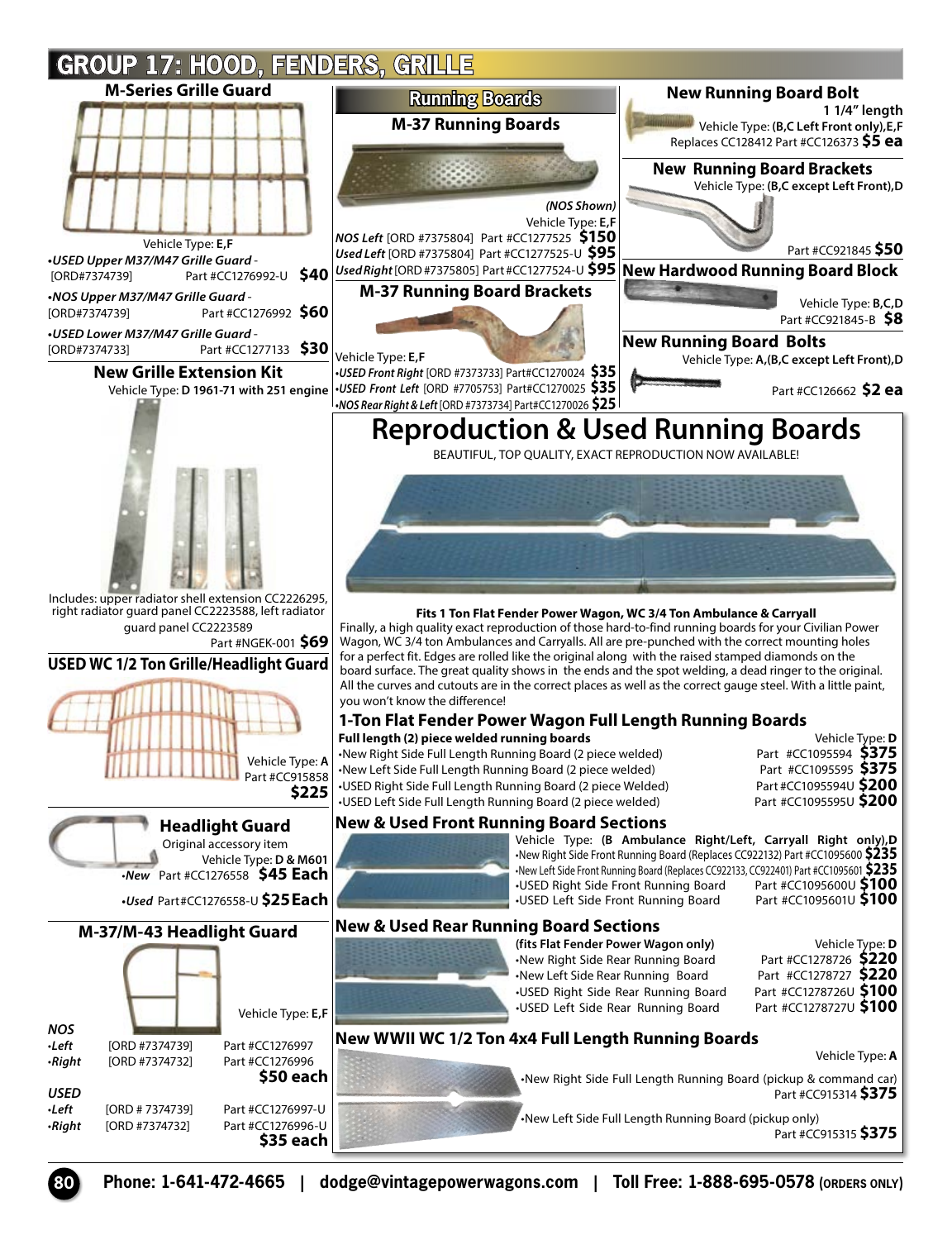# GROUP 17: HOOD, FENDERS, GRILLE

## M-Series Grille Guard

Vehicle Type: **E,F**

- *USED Upper M37/M47 Grille Guard* - [ORD#7374739] Part #CC1276992-U **$40**
- *NOS Upper M37/M47 Grille Guard* - [ORD#7374739] Part #CC1276992 **$60**
- *USED Lower M37/M47 Grille Guard* - [ORD#7374733] Part #CC1277133 **$30**

## New Grille Extension Kit

Vehicle Type: **D 1961-71 with 251 engine**

Includes: upper radiator shell extension CC2226295, right radiator guard panel CC2223588, left radiator guard panel CC2223589

Part #NGEK-001 **$69**

## USED WC 1/2 Ton Grille/Headlight Guard

Vehicle Type: **A**
Part #CC915858
**$225**

## Headlight Guard

Original accessory item
Vehicle Type: **D & M601**

- *New* Part #CC1276558 **$45 Each**
- *Used* Part#CC1276558-U **$25 Each**

## M-37/M-43 Headlight Guard

Vehicle Type: **E,F**

| | ORD | Part |
|---|---|---|
| ***NOS*** | | |
| *•Left* | [ORD #7374739] | Part #CC1276997 |
| *•Right* | [ORD #7374732] | Part #CC1276996 |
| | | **$50 each** |
| ***USED*** | | |
| *•Left* | [ORD # 7374739] | Part #CC1276997-U |
| *•Right* | [ORD #7374732] | Part #CC1276996-U |
| | | **$35 each** |

## Running Boards

### M-37 Running Boards

*(NOS Shown)*

Vehicle Type: **E,F**

- *NOS Left* [ORD #7375804] Part #CC1277525 **$150**
- *Used Left* [ORD #7375804] Part #CC1277525-U **$95**
- *Used Right* [ORD #7375805] Part #CC1277524-U **$95**

### M-37 Running Board Brackets

Vehicle Type: **E,F**

- *USED Front Right* [ORD #7373733] Part#CC1270024 **$35**
- *USED Front Left* [ORD #7705753] Part#CC1270025 **$35**
- *NOS Rear Right & Left* [ORD #7373734] Part#CC1270026 **$25**

## New Running Board Bolt

1 1/4" length
Vehicle Type: **(B,C Left Front only),E,F**
Replaces CC128412 Part #CC126373 **$5 ea**

## New Running Board Brackets

Vehicle Type: **(B,C except Left Front),D**

Part #CC921845 **$50**

## New Hardwood Running Board Block

Vehicle Type: **B,C,D**
Part #CC921845-B **$8**

## New Running Board Bolts

Vehicle Type: **A,(B,C except Left Front),D**

Part #CC126662 **$2 ea**

# Reproduction & Used Running Boards

BEAUTIFUL, TOP QUALITY, EXACT REPRODUCTION NOW AVAILABLE!

**Fits 1 Ton Flat Fender Power Wagon, WC 3/4 Ton Ambulance & Carryall**

Finally, a high quality exact reproduction of those hard-to-find running boards for your Civilian Power Wagon, WC 3/4 ton Ambulances and Carryalls. All are pre-punched with the correct mounting holes for a perfect fit. Edges are rolled like the original along with the raised stamped diamonds on the board surface. The great quality shows in the ends and the spot welding, a dead ringer to the original. All the curves and cutouts are in the correct places as well as the correct gauge steel. With a little paint, you won't know the difference!

## 1-Ton Flat Fender Power Wagon Full Length Running Boards

**Full length (2) piece welded running boards** — Vehicle Type: **D**

- New Right Side Full Length Running Board (2 piece welded) — Part #CC1095594 **$375**
- New Left Side Full Length Running Board (2 piece welded) — Part #CC1095595 **$375**
- USED Right Side Full Length Running Board (2 piece Welded) — Part #CC1095594U **$200**
- USED Left Side Full Length Running Board (2 piece welded) — Part #CC1095595U **$200**

## New & Used Front Running Board Sections

Vehicle Type: **(B Ambulance Right/Left, Carryall Right only),D**

- New Right Side Front Running Board (Replaces CC922132) Part #CC1095600 **$235**
- New Left Side Front Running Board (Replaces CC922133, CC922401) Part #CC1095601 **$235**
- USED Right Side Front Running Board — Part #CC1095600U **$100**
- USED Left Side Front Running Board — Part #CC1095601U **$100**

## New & Used Rear Running Board Sections

**(fits Flat Fender Power Wagon only)** — Vehicle Type: **D**

- New Right Side Rear Running Board — Part #CC1278726 **$220**
- New Left Side Rear Running Board — Part #CC1278727 **$220**
- USED Right Side Rear Running Board — Part #CC1278726U **$100**
- USED Left Side Rear Running Board — Part #CC1278727U **$100**

## New WWII WC 1/2 Ton 4x4 Full Length Running Boards

Vehicle Type: **A**

- New Right Side Full Length Running Board (pickup & command car) Part #CC915314 **$375**
- New Left Side Full Length Running Board (pickup only) Part #CC915315 **$375**

Phone: 1-641-472-4665 | dodge@vintagepowerwagons.com | Toll Free: 1-888-695-0578 (ORDERS ONLY)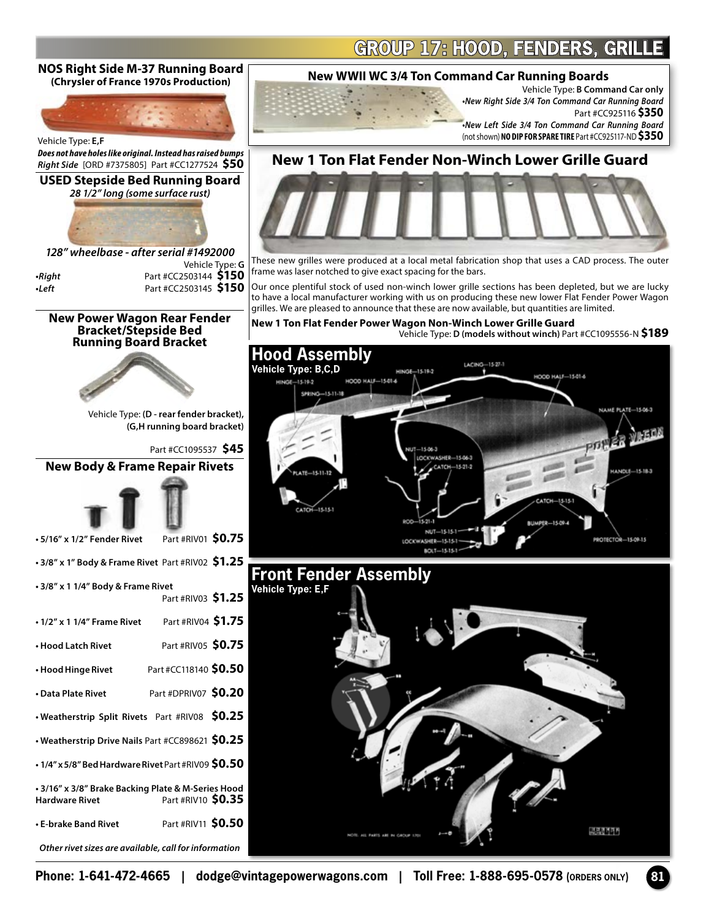# GROUP 17: HOOD, FENDERS, GRILLE

## NOS Right Side M-37 Running Board
**(Chrysler of France 1970s Production)**

Vehicle Type: **E,F**

***Does not have holes like original. Instead has raised bumps***
***Right Side*** [ORD #7375805] Part #CC1277524 **$50**

## USED Stepside Bed Running Board
***28 1/2" long (some surface rust)***

***128" wheelbase - after serial #1492000***

Vehicle Type: **G**

- ***Right*** Part #CC2503144 **$150**
- ***Left*** Part #CC2503145 **$150**

## New Power Wagon Rear Fender Bracket/Stepside Bed Running Board Bracket

Vehicle Type: **(D - rear fender bracket), (G,H running board bracket)**

Part #CC1095537 **$45**

## New Body & Frame Repair Rivets

- **5/16" x 1/2" Fender Rivet** Part #RIV01 **$0.75**
- **3/8" x 1" Body & Frame Rivet** Part #RIV02 **$1.25**
- **3/8" x 1 1/4" Body & Frame Rivet** Part #RIV03 **$1.25**
- **1/2" x 1 1/4" Frame Rivet** Part #RIV04 **$1.75**
- **Hood Latch Rivet** Part #RIV05 **$0.75**
- **Hood Hinge Rivet** Part #CC118140 **$0.50**
- **Data Plate Rivet** Part #DPRIV07 **$0.20**
- **Weatherstrip Split Rivets** Part #RIV08 **$0.25**
- **Weatherstrip Drive Nails** Part #CC898621 **$0.25**
- **1/4" x 5/8" Bed Hardware Rivet** Part #RIV09 **$0.50**
- **3/16" x 3/8" Brake Backing Plate & M-Series Hood Hardware Rivet** Part #RIV10 **$0.35**
- **E-brake Band Rivet** Part #RIV11 **$0.50**

***Other rivet sizes are available, call for information***

## New WWII WC 3/4 Ton Command Car Running Boards

Vehicle Type: **B Command Car only**

- ***New Right Side 3/4 Ton Command Car Running Board*** Part #CC925116 **$350**
- ***New Left Side 3/4 Ton Command Car Running Board*** (not shown) **NO DIP FOR SPARE TIRE** Part #CC925117-ND **$350**

## New 1 Ton Flat Fender Non-Winch Lower Grille Guard

These new grilles were produced at a local metal fabrication shop that uses a CAD process. The outer frame was laser notched to give exact spacing for the bars.

Our once plentiful stock of used non-winch lower grille sections has been depleted, but we are lucky to have a local manufacturer working with us on producing these new lower Flat Fender Power Wagon grilles. We are pleased to announce that these are now available, but quantities are limited.

**New 1 Ton Flat Fender Power Wagon Non-Winch Lower Grille Guard**
Vehicle Type: **D (models without winch)** Part #CC1095556-N **$189**

## Hood Assembly
**Vehicle Type: B,C,D**

HINGE—15-19-2
HOOD HALF—15-01-6
LACING—15-27-1
HINGE—15-19-2
HOOD HALF—15-01-6
SPRING—15-11-18
NAME PLATE—15-06-3
NUT—15-06-3
LOCKWASHER—15-06-3
CATCH—15-21-2
PLATE—15-11-12
HANDLE—15-18-3
CATCH—15-15-1
CATCH—15-15-1
ROD—15-21-1
NUT—15-15-1
LOCKWASHER—15-15-1
BOLT—15-15-1
BUMPER—15-09-4
PROTECTOR—15-09-15

## Front Fender Assembly
**Vehicle Type: E,F**

NOTE: ALL PARTS ARE IN GROUP 1701